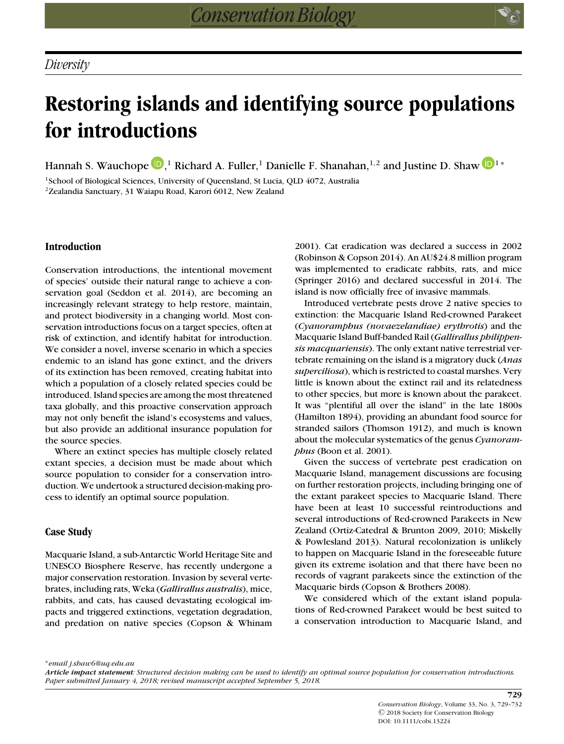*Diversity*

# Restoring islands and identifying source populations for introductions

Hannah S. Wauchope,[1] Richard A. Fuller,[1] Danielle F. Shanahan,[1,2] and Justine D. Shaw[1]*

[1]School of Biological Sciences, University of Queensland, St Lucia, QLD 4072, Australia
[2]Zealandia Sanctuary, 31 Waiapu Road, Karori 6012, New Zealand

## Introduction

Conservation introductions, the intentional movement of species' outside their natural range to achieve a conservation goal (Seddon et al. 2014), are becoming an increasingly relevant strategy to help restore, maintain, and protect biodiversity in a changing world. Most conservation introductions focus on a target species, often at risk of extinction, and identify habitat for introduction. We consider a novel, inverse scenario in which a species endemic to an island has gone extinct, and the drivers of its extinction has been removed, creating habitat into which a population of a closely related species could be introduced. Island species are among the most threatened taxa globally, and this proactive conservation approach may not only benefit the island's ecosystems and values, but also provide an additional insurance population for the source species.

Where an extinct species has multiple closely related extant species, a decision must be made about which source population to consider for a conservation introduction. We undertook a structured decision-making process to identify an optimal source population.

## Case Study

Macquarie Island, a sub-Antarctic World Heritage Site and UNESCO Biosphere Reserve, has recently undergone a major conservation restoration. Invasion by several vertebrates, including rats, Weka (*Gallirallus australis*), mice, rabbits, and cats, has caused devastating ecological impacts and triggered extinctions, vegetation degradation, and predation on native species (Copson & Whinam 2001). Cat eradication was declared a success in 2002 (Robinson & Copson 2014). An AU$24.8 million program was implemented to eradicate rabbits, rats, and mice (Springer 2016) and declared successful in 2014. The island is now officially free of invasive mammals.

Introduced vertebrate pests drove 2 native species to extinction: the Macquarie Island Red-crowned Parakeet (*Cyanoramphus (novaezelandiae) erythrotis*) and the Macquarie Island Buff-banded Rail (*Gallirallus philippensis macquariensis*). The only extant native terrestrial vertebrate remaining on the island is a migratory duck (*Anas superciliosa*), which is restricted to coastal marshes. Very little is known about the extinct rail and its relatedness to other species, but more is known about the parakeet. It was "plentiful all over the island" in the late 1800s (Hamilton 1894), providing an abundant food source for stranded sailors (Thomson 1912), and much is known about the molecular systematics of the genus *Cyanoramphus* (Boon et al. 2001).

Given the success of vertebrate pest eradication on Macquarie Island, management discussions are focusing on further restoration projects, including bringing one of the extant parakeet species to Macquarie Island. There have been at least 10 successful reintroductions and several introductions of Red-crowned Parakeets in New Zealand (Ortiz-Catedral & Brunton 2009, 2010; Miskelly & Powlesland 2013). Natural recolonization is unlikely to happen on Macquarie Island in the foreseeable future given its extreme isolation and that there have been no records of vagrant parakeets since the extinction of the Macquarie birds (Copson & Brothers 2008).

We considered which of the extant island populations of Red-crowned Parakeet would be best suited to a conservation introduction to Macquarie Island, and

*email j.shaw6@uq.edu.au
***Article impact statement***: *Structured decision making can be used to identify an optimal source population for conservation introductions.*
*Paper submitted January 4, 2018; revised manuscript accepted September 5, 2018.*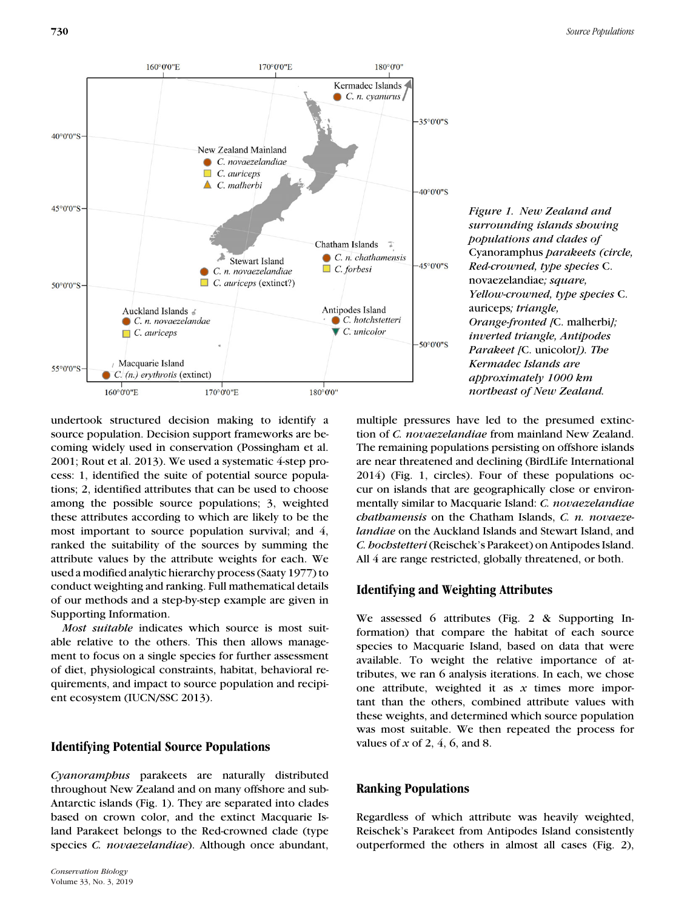*Figure 1. New Zealand and surrounding islands showing populations and clades of* Cyanoramphus *parakeets (circle, Red-crowned, type species* C. novaezelandiae*; square, Yellow-crowned, type species* C. auriceps*; triangle, Orange-fronted [*C. malherbi*]; inverted triangle, Antipodes Parakeet [*C. unicolor*]). The Kermadec Islands are approximately 1000 km northeast of New Zealand.*

undertook structured decision making to identify a source population. Decision support frameworks are becoming widely used in conservation (Possingham et al. 2001; Rout et al. 2013). We used a systematic 4-step process: 1, identified the suite of potential source populations; 2, identified attributes that can be used to choose among the possible source populations; 3, weighted these attributes according to which are likely to be the most important to source population survival; and 4, ranked the suitability of the sources by summing the attribute values by the attribute weights for each. We used a modified analytic hierarchy process (Saaty 1977) to conduct weighting and ranking. Full mathematical details of our methods and a step-by-step example are given in Supporting Information.

*Most suitable* indicates which source is most suitable relative to the others. This then allows management to focus on a single species for further assessment of diet, physiological constraints, habitat, behavioral requirements, and impact to source population and recipient ecosystem (IUCN/SSC 2013).

## Identifying Potential Source Populations

*Cyanoramphus* parakeets are naturally distributed throughout New Zealand and on many offshore and sub-Antarctic islands (Fig. 1). They are separated into clades based on crown color, and the extinct Macquarie Island Parakeet belongs to the Red-crowned clade (type species *C. novaezelandiae*). Although once abundant, multiple pressures have led to the presumed extinction of *C. novaezelandiae* from mainland New Zealand. The remaining populations persisting on offshore islands are near threatened and declining (BirdLife International 2014) (Fig. 1, circles). Four of these populations occur on islands that are geographically close or environmentally similar to Macquarie Island: *C. novaezelandiae chathamensis* on the Chatham Islands, *C. n. novaezelandiae* on the Auckland Islands and Stewart Island, and *C. hochstetteri* (Reischek's Parakeet) on Antipodes Island. All 4 are range restricted, globally threatened, or both.

## Identifying and Weighting Attributes

We assessed 6 attributes (Fig. 2 & Supporting Information) that compare the habitat of each source species to Macquarie Island, based on data that were available. To weight the relative importance of attributes, we ran 6 analysis iterations. In each, we chose one attribute, weighted it as $x$ times more important than the others, combined attribute values with these weights, and determined which source population was most suitable. We then repeated the process for values of $x$ of 2, 4, 6, and 8.

## Ranking Populations

Regardless of which attribute was heavily weighted, Reischek's Parakeet from Antipodes Island consistently outperformed the others in almost all cases (Fig. 2),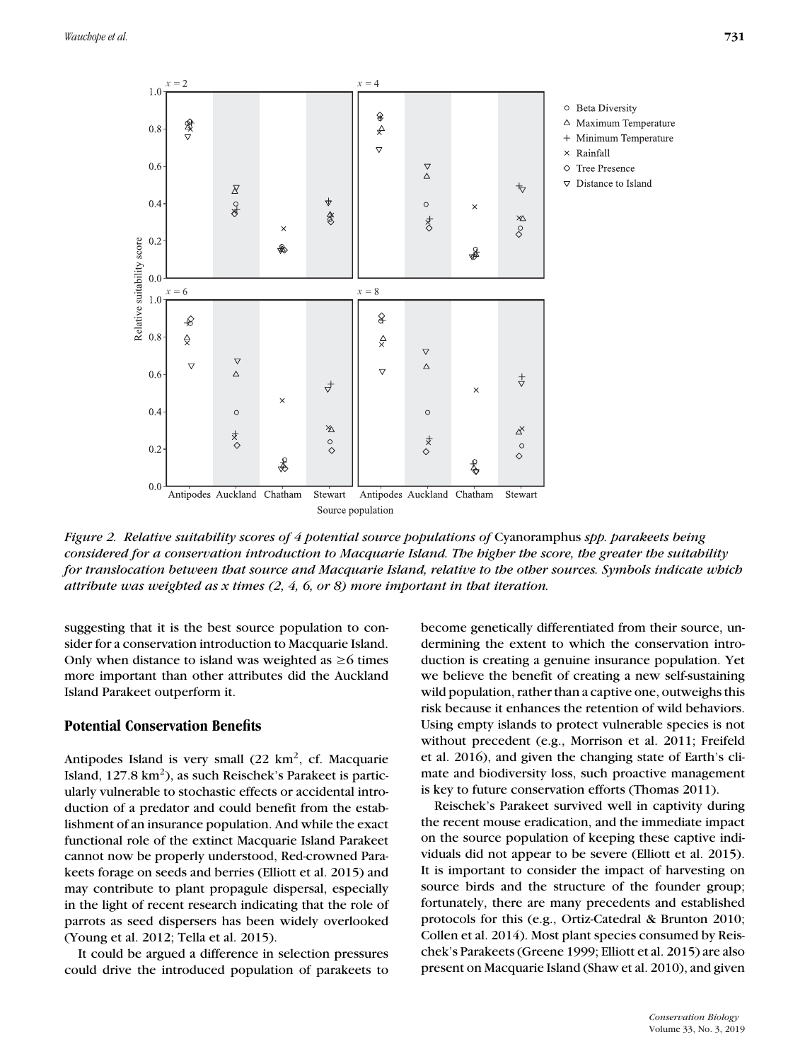*Figure 2. Relative suitability scores of 4 potential source populations of* Cyanoramphus *spp. parakeets being considered for a conservation introduction to Macquarie Island. The higher the score, the greater the suitability for translocation between that source and Macquarie Island, relative to the other sources. Symbols indicate which attribute was weighted as x times (2, 4, 6, or 8) more important in that iteration.*

suggesting that it is the best source population to consider for a conservation introduction to Macquarie Island. Only when distance to island was weighted as ≥6 times more important than other attributes did the Auckland Island Parakeet outperform it.

## Potential Conservation Benefits

Antipodes Island is very small (22 km$^2$, cf. Macquarie Island, 127.8 km$^2$), as such Reischek's Parakeet is particularly vulnerable to stochastic effects or accidental introduction of a predator and could benefit from the establishment of an insurance population. And while the exact functional role of the extinct Macquarie Island Parakeet cannot now be properly understood, Red-crowned Parakeets forage on seeds and berries (Elliott et al. 2015) and may contribute to plant propagule dispersal, especially in the light of recent research indicating that the role of parrots as seed dispersers has been widely overlooked (Young et al. 2012; Tella et al. 2015).

It could be argued a difference in selection pressures could drive the introduced population of parakeets to become genetically differentiated from their source, undermining the extent to which the conservation introduction is creating a genuine insurance population. Yet we believe the benefit of creating a new self-sustaining wild population, rather than a captive one, outweighs this risk because it enhances the retention of wild behaviors. Using empty islands to protect vulnerable species is not without precedent (e.g., Morrison et al. 2011; Freifeld et al. 2016), and given the changing state of Earth's climate and biodiversity loss, such proactive management is key to future conservation efforts (Thomas 2011).

Reischek's Parakeet survived well in captivity during the recent mouse eradication, and the immediate impact on the source population of keeping these captive individuals did not appear to be severe (Elliott et al. 2015). It is important to consider the impact of harvesting on source birds and the structure of the founder group; fortunately, there are many precedents and established protocols for this (e.g., Ortiz-Catedral & Brunton 2010; Collen et al. 2014). Most plant species consumed by Reischek's Parakeets (Greene 1999; Elliott et al. 2015) are also present on Macquarie Island (Shaw et al. 2010), and given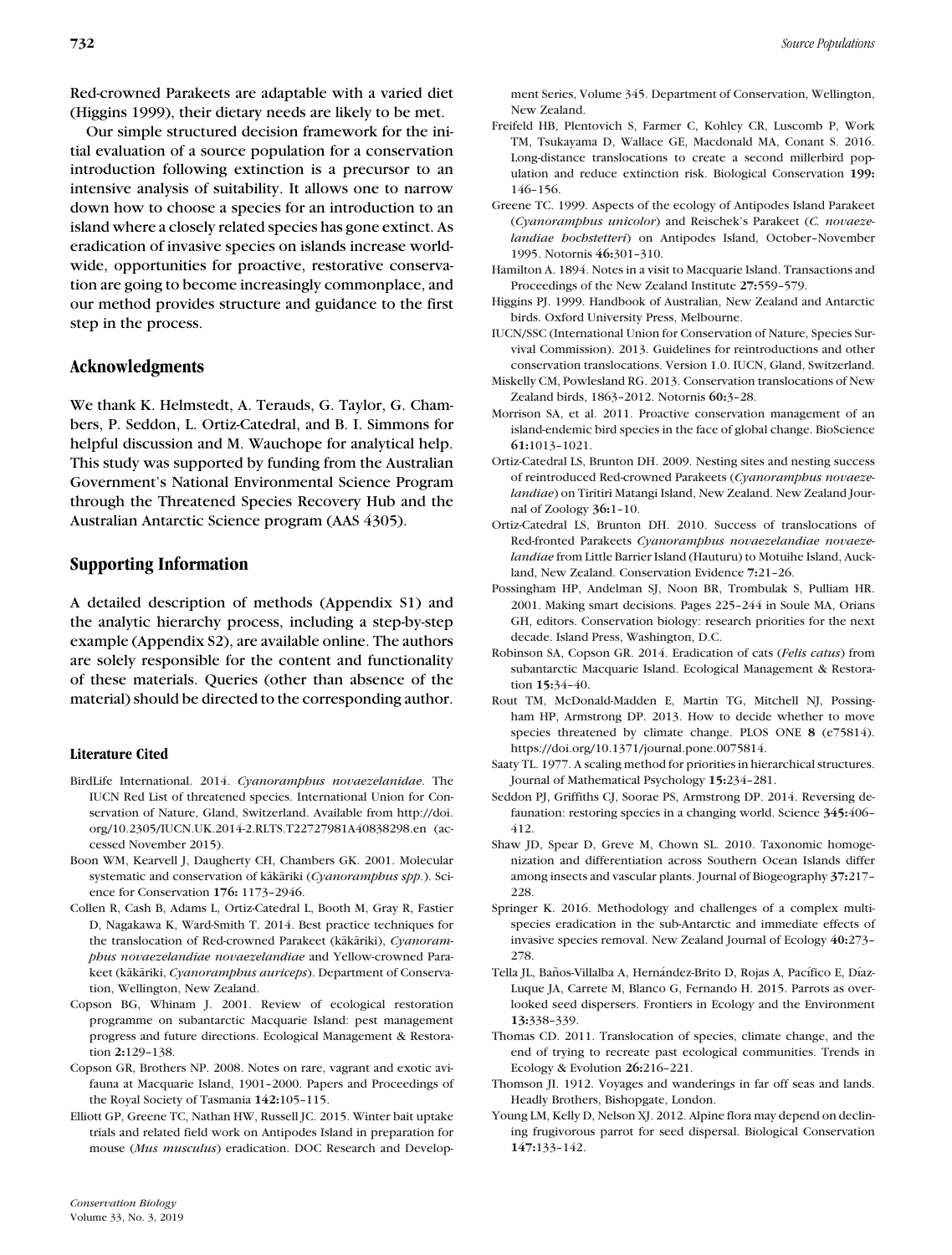Red-crowned Parakeets are adaptable with a varied diet (Higgins 1999), their dietary needs are likely to be met.

Our simple structured decision framework for the initial evaluation of a source population for a conservation introduction following extinction is a precursor to an intensive analysis of suitability. It allows one to narrow down how to choose a species for an introduction to an island where a closely related species has gone extinct. As eradication of invasive species on islands increase worldwide, opportunities for proactive, restorative conservation are going to become increasingly commonplace, and our method provides structure and guidance to the first step in the process.

## Acknowledgments

We thank K. Helmstedt, A. Terauds, G. Taylor, G. Chambers, P. Seddon, L. Ortiz-Catedral, and B. I. Simmons for helpful discussion and M. Wauchope for analytical help. This study was supported by funding from the Australian Government's National Environmental Science Program through the Threatened Species Recovery Hub and the Australian Antarctic Science program (AAS 4305).

## Supporting Information

A detailed description of methods (Appendix S1) and the analytic hierarchy process, including a step-by-step example (Appendix S2), are available online. The authors are solely responsible for the content and functionality of these materials. Queries (other than absence of the material) should be directed to the corresponding author.

### Literature Cited

BirdLife International. 2014. *Cyanoramphus novaezelanidae*. The IUCN Red List of threatened species. International Union for Conservation of Nature, Gland, Switzerland. Available from http://doi.org/10.2305/IUCN.UK.2014-2.RLTS.T22727981A40838298.en (accessed November 2015).

Boon WM, Kearvell J, Daugherty CH, Chambers GK. 2001. Molecular systematic and conservation of kākāriki (*Cyanoramphus spp.*). Science for Conservation **176:** 1173–2946.

Collen R, Cash B, Adams L, Ortiz-Catedral L, Booth M, Gray R, Fastier D, Nagakawa K, Ward-Smith T. 2014. Best practice techniques for the translocation of Red-crowned Parakeet (kākāriki), *Cyanoramphus novaezelandiae novaezelandiae* and Yellow-crowned Parakeet (kākāriki, *Cyanoramphus auriceps*). Department of Conservation, Wellington, New Zealand.

Copson BG, Whinam J. 2001. Review of ecological restoration programme on subantarctic Macquarie Island: pest management progress and future directions. Ecological Management & Restoration **2:**129–138.

Copson GR, Brothers NP. 2008. Notes on rare, vagrant and exotic avifauna at Macquarie Island, 1901–2000. Papers and Proceedings of the Royal Society of Tasmania **142:**105–115.

Elliott GP, Greene TC, Nathan HW, Russell JC. 2015. Winter bait uptake trials and related field work on Antipodes Island in preparation for mouse (*Mus musculus*) eradication. DOC Research and Development Series, Volume 345. Department of Conservation, Wellington, New Zealand.

Freifeld HB, Plentovich S, Farmer C, Kohley CR, Luscomb P, Work TM, Tsukayama D, Wallace GE, Macdonald MA, Conant S. 2016. Long-distance translocations to create a second millerbird population and reduce extinction risk. Biological Conservation **199:** 146–156.

Greene TC. 1999. Aspects of the ecology of Antipodes Island Parakeet (*Cyanoramphus unicolor*) and Reischek's Parakeet (*C. novaezelandiae hochstetteri*) on Antipodes Island, October–November 1995. Notornis **46:**301–310.

Hamilton A. 1894. Notes in a visit to Macquarie Island. Transactions and Proceedings of the New Zealand Institute **27:**559–579.

Higgins PJ. 1999. Handbook of Australian, New Zealand and Antarctic birds. Oxford University Press, Melbourne.

IUCN/SSC (International Union for Conservation of Nature, Species Survival Commission). 2013. Guidelines for reintroductions and other conservation translocations. Version 1.0. IUCN, Gland, Switzerland.

Miskelly CM, Powlesland RG. 2013. Conservation translocations of New Zealand birds, 1863–2012. Notornis **60:**3–28.

Morrison SA, et al. 2011. Proactive conservation management of an island-endemic bird species in the face of global change. BioScience **61:**1013–1021.

Ortiz-Catedral LS, Brunton DH. 2009. Nesting sites and nesting success of reintroduced Red-crowned Parakeets (*Cyanoramphus novaezelandiae*) on Tiritiri Matangi Island, New Zealand. New Zealand Journal of Zoology **36:**1–10.

Ortiz-Catedral LS, Brunton DH. 2010. Success of translocations of Red-fronted Parakeets *Cyanoramphus novaezelandiae novaezelandiae* from Little Barrier Island (Hauturu) to Motuihe Island, Auckland, New Zealand. Conservation Evidence **7:**21–26.

Possingham HP, Andelman SJ, Noon BR, Trombulak S, Pulliam HR. 2001. Making smart decisions. Pages 225–244 in Soule MA, Orians GH, editors. Conservation biology: research priorities for the next decade. Island Press, Washington, D.C.

Robinson SA, Copson GR. 2014. Eradication of cats (*Felis catus*) from subantarctic Macquarie Island. Ecological Management & Restoration **15:**34–40.

Rout TM, McDonald-Madden E, Martin TG, Mitchell NJ, Possingham HP, Armstrong DP. 2013. How to decide whether to move species threatened by climate change. PLOS ONE **8** (e75814). https://doi.org/10.1371/journal.pone.0075814.

Saaty TL. 1977. A scaling method for priorities in hierarchical structures. Journal of Mathematical Psychology **15:**234–281.

Seddon PJ, Griffiths CJ, Soorae PS, Armstrong DP. 2014. Reversing defaunation: restoring species in a changing world. Science **345:**406–412.

Shaw JD, Spear D, Greve M, Chown SL. 2010. Taxonomic homogenization and differentiation across Southern Ocean Islands differ among insects and vascular plants. Journal of Biogeography **37:**217–228.

Springer K. 2016. Methodology and challenges of a complex multi-species eradication in the sub-Antarctic and immediate effects of invasive species removal. New Zealand Journal of Ecology **40:**273–278.

Tella JL, Baños-Villalba A, Hernández-Brito D, Rojas A, Pacífico E, Díaz-Luque JA, Carrete M, Blanco G, Fernando H. 2015. Parrots as overlooked seed dispersers. Frontiers in Ecology and the Environment **13:**338–339.

Thomas CD. 2011. Translocation of species, climate change, and the end of trying to recreate past ecological communities. Trends in Ecology & Evolution **26:**216–221.

Thomson JI. 1912. Voyages and wanderings in far off seas and lands. Headly Brothers, Bishopgate, London.

Young LM, Kelly D, Nelson XJ. 2012. Alpine flora may depend on declining frugivorous parrot for seed dispersal. Biological Conservation **147:**133–142.